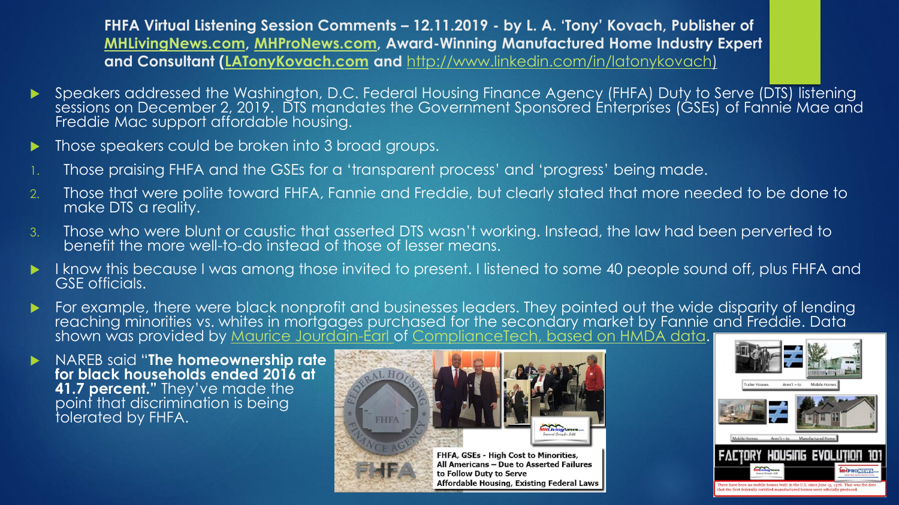**FHFA Virtual Listening Session Comments – 12.11.2019 - by L. A. 'Tony' Kovach, Publisher of MHLivingNews.com, MHProNews.com, Award-Winning Manufactured Home Industry Expert and Consultant (LATonyKovach.com and http://www.linkedin.com/in/latonykovach)**

- Speakers addressed the Washington, D.C. Federal Housing Finance Agency (FHFA) Duty to Serve (DTS) listening sessions on December 2, 2019. DTS mandates the Government Sponsored Enterprises (GSEs) of Fannie Mae and Freddie Mac support affordable housing.
- Those speakers could be broken into 3 broad groups.

1. Those praising FHFA and the GSEs for a 'transparent process' and 'progress' being made.
2. Those that were polite toward FHFA, Fannie and Freddie, but clearly stated that more needed to be done to make DTS a reality.
3. Those who were blunt or caustic that asserted DTS wasn't working. Instead, the law had been perverted to benefit the more well-to-do instead of those of lesser means.

- I know this because I was among those invited to present. I listened to some 40 people sound off, plus FHFA and GSE officials.
- For example, there were black nonprofit and businesses leaders. They pointed out the wide disparity of lending reaching minorities vs. whites in mortgages purchased for the secondary market by Fannie and Freddie. Data shown was provided by Maurice Jourdain-Earl of ComplianceTech, based on HMDA data.
- NAREB said "**The homeownership rate for black households ended 2016 at 41.7 percent.**" They've made the point that discrimination is being tolerated by FHFA.

FHFA, GSEs - High Cost to Minorities, All Americans – Due to Asserted Failures to Follow Duty to Serve Affordable Housing, Existing Federal Laws

Trailer Houses Aren't = to Mobile Homes

Mobile Homes Aren't = to Manufactured Homes

FACTORY HOUSING EVOLUTION 101

There have been no mobile homes built in the U.S. since June 15, 1976. That was the date that the first federally certified manufactured homes were officially produced.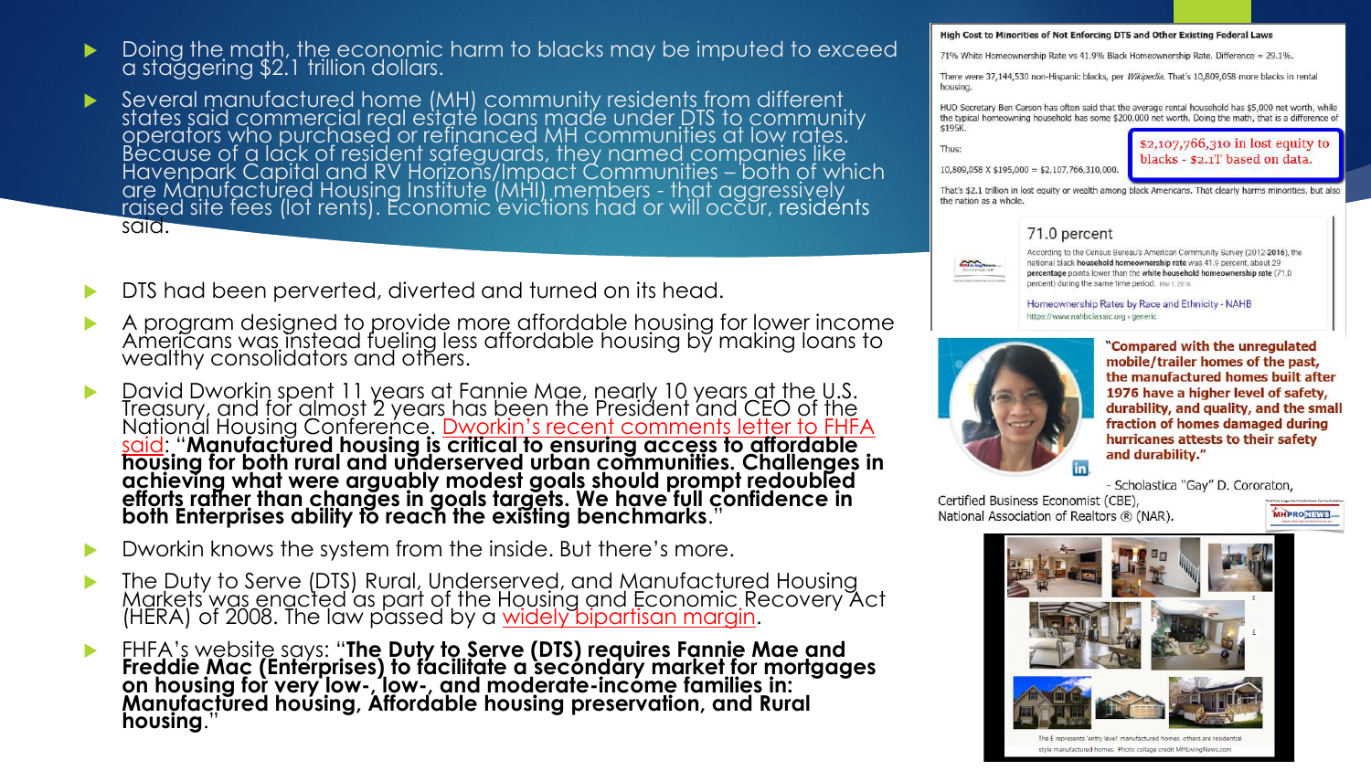- Doing the math, the economic harm to blacks may be imputed to exceed a staggering $2.1 trillion dollars.
- Several manufactured home (MH) community residents from different states said commercial real estate loans made under DTS to community operators who purchased or refinanced MH communities at low rates. Because of a lack of resident safeguards, they named companies like Havenpark Capital and RV Horizons/Impact Communities – both of which are Manufactured Housing Institute (MHI) members - that aggressively raised site fees (lot rents). Economic evictions had or will occur, residents said.
- DTS had been perverted, diverted and turned on its head.
- A program designed to provide more affordable housing for lower income Americans was instead fueling less affordable housing by making loans to wealthy consolidators and others.
- David Dworkin spent 11 years at Fannie Mae, nearly 10 years at the U.S. Treasury, and for almost 2 years has been the President and CEO of the National Housing Conference. Dworkin's recent comments letter to FHFA said: "**Manufactured housing is critical to ensuring access to affordable housing for both rural and underserved urban communities. Challenges in achieving what were arguably modest goals should prompt redoubled efforts rather than changes in goals targets. We have full confidence in both Enterprises ability to reach the existing benchmarks**."
- Dworkin knows the system from the inside. But there's more.
- The Duty to Serve (DTS) Rural, Underserved, and Manufactured Housing Markets was enacted as part of the Housing and Economic Recovery Act (HERA) of 2008. The law passed by a widely bipartisan margin.
- FHFA's website says: "**The Duty to Serve (DTS) requires Fannie Mae and Freddie Mac (Enterprises) to facilitate a secondary market for mortgages on housing for very low-, low-, and moderate-income families in: Manufactured housing, Affordable housing preservation, and Rural housing**."

**High Cost to Minorities of Not Enforcing DTS and Other Existing Federal Laws**

71% White Homeownership Rate vs 41.9% Black Homeownership Rate. Difference = 29.1%.

There were 37,144,530 non-Hispanic blacks, per *Wikipedia*. That's 10,809,058 more blacks in rental housing.

HUD Secretary Ben Carson has often said that the average rental household has $5,000 net worth, while the typical homeowning household has some $200,000 net worth. Doing the math, that is a difference of $195K.

Thus:

10,809,058 X $195,000 = $2,107,766,310,000.

$2,107,766,310 in lost equity to blacks - $2.1T based on data.

That's $2.1 trillion in lost equity or wealth among black Americans. That clearly harms minorities, but also the nation as a whole.

71.0 percent

According to the Census Bureau's American Community Survey (2012-2016), the national black household homeownership rate was 41.9 percent, about 29 percentage points lower than the white household homeownership rate (71.0 percent) during the same time period. Mar 1, 2018

Homeownership Rates by Race and Ethnicity - NAHB
https://www.nahbclassic.org › generic

"**Compared with the unregulated mobile/trailer homes of the past, the manufactured homes built after 1976 have a higher level of safety, durability, and quality, and the small fraction of homes damaged during hurricanes attests to their safety and durability.**"

- Scholastica "Gay" D. Cororaton, Certified Business Economist (CBE), National Association of Realtors ® (NAR).

The E represents 'entry level' manufactured homes, others are residential style manufactured homes. Photo collage credit MHLivingNews.com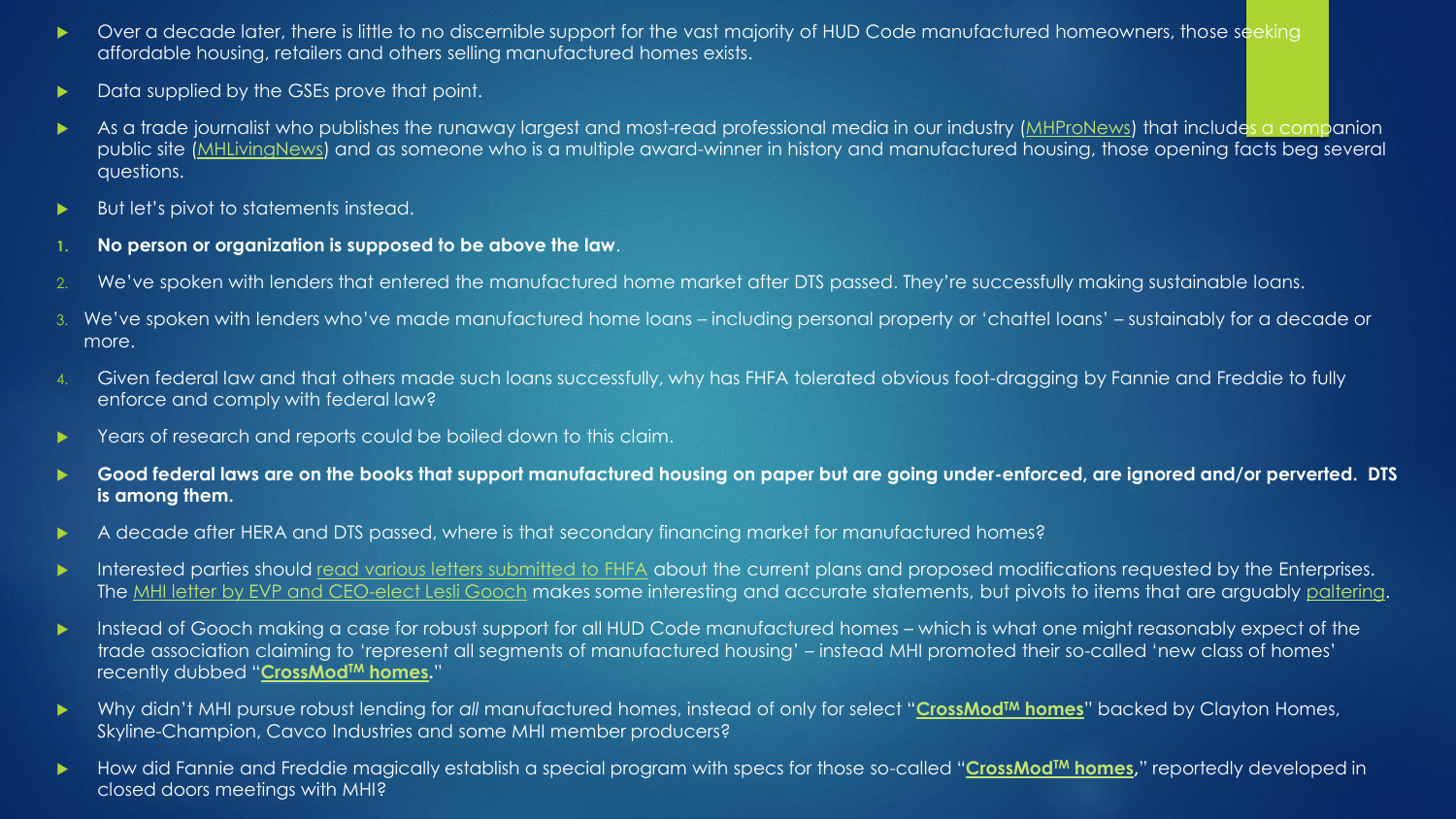- Over a decade later, there is little to no discernible support for the vast majority of HUD Code manufactured homeowners, those seeking affordable housing, retailers and others selling manufactured homes exists.
- Data supplied by the GSEs prove that point.
- As a trade journalist who publishes the runaway largest and most-read professional media in our industry (MHProNews) that includes a companion public site (MHLivingNews) and as someone who is a multiple award-winner in history and manufactured housing, those opening facts beg several questions.
- But let's pivot to statements instead.

1. **No person or organization is supposed to be above the law**.
2. We've spoken with lenders that entered the manufactured home market after DTS passed. They're successfully making sustainable loans.
3. We've spoken with lenders who've made manufactured home loans – including personal property or 'chattel loans' – sustainably for a decade or more.
4. Given federal law and that others made such loans successfully, why has FHFA tolerated obvious foot-dragging by Fannie and Freddie to fully enforce and comply with federal law?

- Years of research and reports could be boiled down to this claim.
- **Good federal laws are on the books that support manufactured housing on paper but are going under-enforced, are ignored and/or perverted. DTS is among them.**
- A decade after HERA and DTS passed, where is that secondary financing market for manufactured homes?
- Interested parties should read various letters submitted to FHFA about the current plans and proposed modifications requested by the Enterprises. The MHI letter by EVP and CEO-elect Lesli Gooch makes some interesting and accurate statements, but pivots to items that are arguably paltering.
- Instead of Gooch making a case for robust support for all HUD Code manufactured homes – which is what one might reasonably expect of the trade association claiming to 'represent all segments of manufactured housing' – instead MHI promoted their so-called 'new class of homes' recently dubbed "**CrossMod™ homes**."
- Why didn't MHI pursue robust lending for *all* manufactured homes, instead of only for select "**CrossMod™ homes**" backed by Clayton Homes, Skyline-Champion, Cavco Industries and some MHI member producers?
- How did Fannie and Freddie magically establish a special program with specs for those so-called "**CrossMod™ homes**," reportedly developed in closed doors meetings with MHI?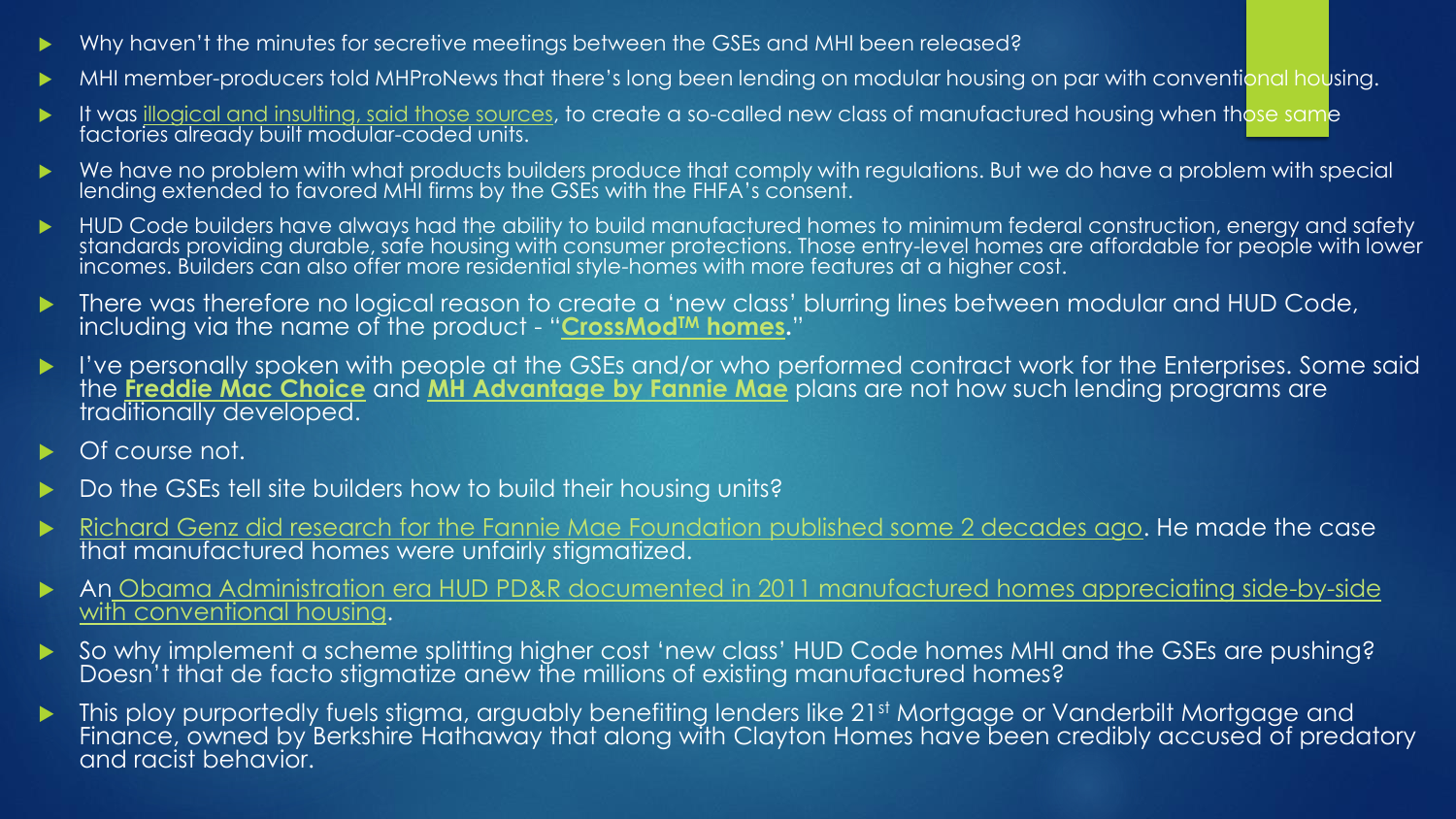- Why haven't the minutes for secretive meetings between the GSEs and MHI been released?
- MHI member-producers told MHProNews that there's long been lending on modular housing on par with conventional housing.
- It was illogical and insulting, said those sources, to create a so-called new class of manufactured housing when those same factories already built modular-coded units.
- We have no problem with what products builders produce that comply with regulations. But we do have a problem with special lending extended to favored MHI firms by the GSEs with the FHFA's consent.
- HUD Code builders have always had the ability to build manufactured homes to minimum federal construction, energy and safety standards providing durable, safe housing with consumer protections. Those entry-level homes are affordable for people with lower incomes. Builders can also offer more residential style-homes with more features at a higher cost.
- There was therefore no logical reason to create a 'new class' blurring lines between modular and HUD Code, including via the name of the product - "**CrossMod™ homes**."
- I've personally spoken with people at the GSEs and/or who performed contract work for the Enterprises. Some said the **Freddie Mac Choice** and **MH Advantage by Fannie Mae** plans are not how such lending programs are traditionally developed.
- Of course not.
- Do the GSEs tell site builders how to build their housing units?
- Richard Genz did research for the Fannie Mae Foundation published some 2 decades ago. He made the case that manufactured homes were unfairly stigmatized.
- An Obama Administration era HUD PD&R documented in 2011 manufactured homes appreciating side-by-side with conventional housing.
- So why implement a scheme splitting higher cost 'new class' HUD Code homes MHI and the GSEs are pushing? Doesn't that de facto stigmatize anew the millions of existing manufactured homes?
- This ploy purportedly fuels stigma, arguably benefiting lenders like 21st Mortgage or Vanderbilt Mortgage and Finance, owned by Berkshire Hathaway that along with Clayton Homes have been credibly accused of predatory and racist behavior.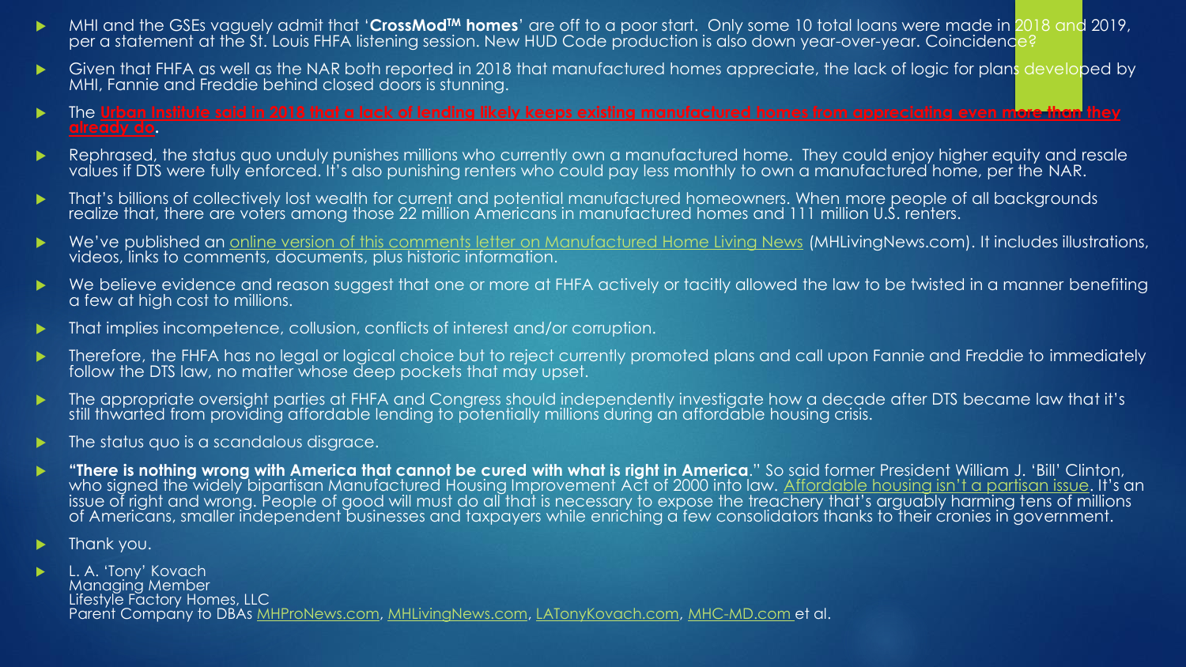- MHI and the GSEs vaguely admit that '**CrossMod™ homes**' are off to a poor start. Only some 10 total loans were made in 2018 and 2019, per a statement at the St. Louis FHFA listening session. New HUD Code production is also down year-over-year. Coincidence?
- Given that FHFA as well as the NAR both reported in 2018 that manufactured homes appreciate, the lack of logic for plans developed by MHI, Fannie and Freddie behind closed doors is stunning.
- The **Urban Institute said in 2018 that a lack of lending likely keeps existing manufactured homes from appreciating even more than they already do**.
- Rephrased, the status quo unduly punishes millions who currently own a manufactured home. They could enjoy higher equity and resale values if DTS were fully enforced. It's also punishing renters who could pay less monthly to own a manufactured home, per the NAR.
- That's billions of collectively lost wealth for current and potential manufactured homeowners. When more people of all backgrounds realize that, there are voters among those 22 million Americans in manufactured homes and 111 million U.S. renters.
- We've published an online version of this comments letter on Manufactured Home Living News (MHLivingNews.com). It includes illustrations, videos, links to comments, documents, plus historic information.
- We believe evidence and reason suggest that one or more at FHFA actively or tacitly allowed the law to be twisted in a manner benefiting a few at high cost to millions.
- That implies incompetence, collusion, conflicts of interest and/or corruption.
- Therefore, the FHFA has no legal or logical choice but to reject currently promoted plans and call upon Fannie and Freddie to immediately follow the DTS law, no matter whose deep pockets that may upset.
- The appropriate oversight parties at FHFA and Congress should independently investigate how a decade after DTS became law that it's still thwarted from providing affordable lending to potentially millions during an affordable housing crisis.
- The status quo is a scandalous disgrace.
- **"There is nothing wrong with America that cannot be cured with what is right in America**." So said former President William J. 'Bill' Clinton, who signed the widely bipartisan Manufactured Housing Improvement Act of 2000 into law. Affordable housing isn't a partisan issue. It's an issue of right and wrong. People of good will must do all that is necessary to expose the treachery that's arguably harming tens of millions of Americans, smaller independent businesses and taxpayers while enriching a few consolidators thanks to their cronies in government.
- Thank you.
- L. A. 'Tony' Kovach
  Managing Member
  Lifestyle Factory Homes, LLC
  Parent Company to DBAs MHProNews.com, MHLivingNews.com, LATonyKovach.com, MHC-MD.com et al.